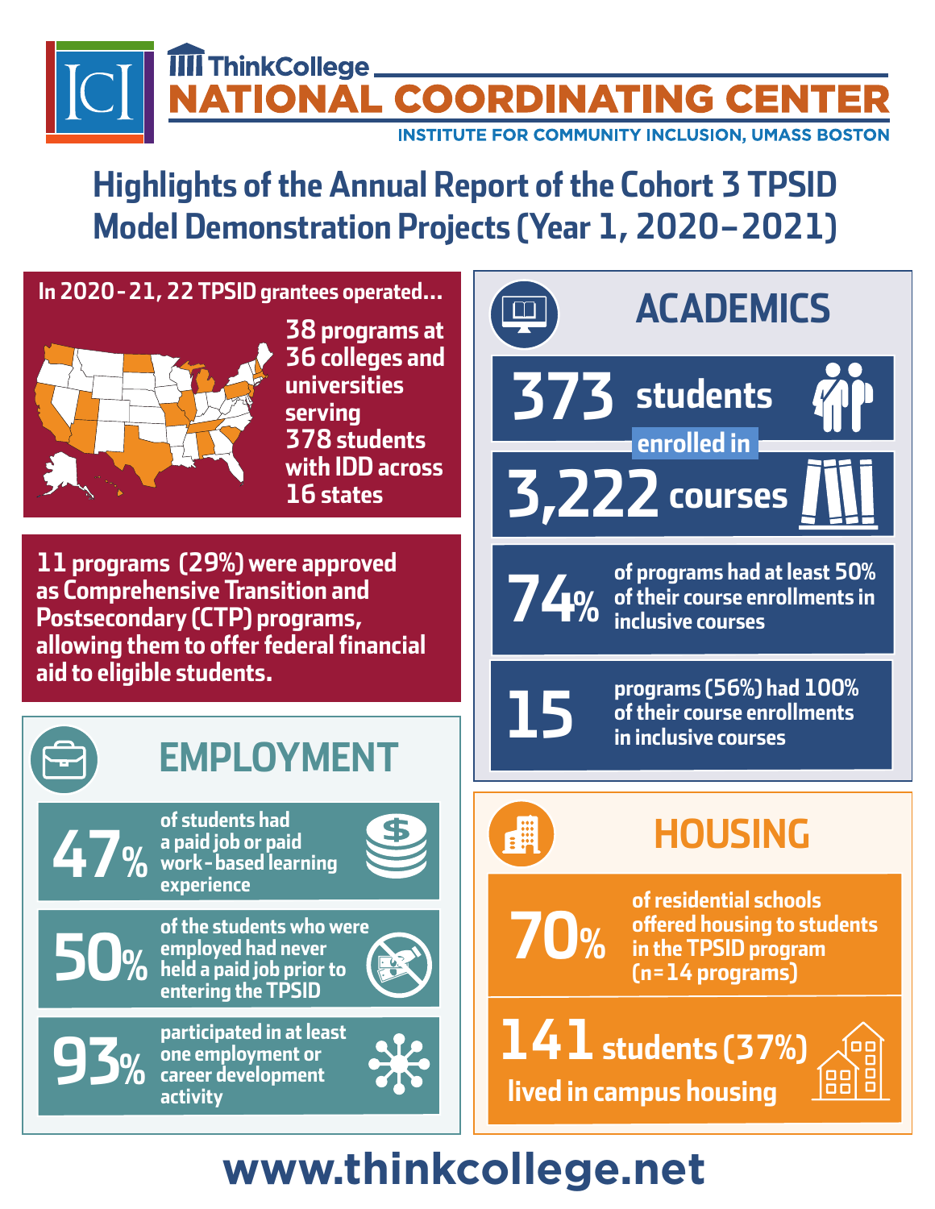ThinkCollege

# NATIONAL COORDINATING CENTER

INSTITUTE FOR COMMUNITY INCLUSION, UMASS BOSTON

## Highlights of the Annual Report of the Cohort 3 TPSID Model Demonstration Projects (Year 1, 2020–2021)

**In 2020-21, 22 TPSID grantees operated...**

38 programs at 36 colleges and universities serving 378 students with IDD across 16 states

**11 programs (29%) were approved as Comprehensive Transition and Postsecondary (CTP) programs, allowing them to offer federal financial aid to eligible students.**

### ACADEMICS

**373** students enrolled in **3,222** courses

**74%** of programs had at least 50% of their course enrollments in inclusive courses

**15** programs (56%) had 100% of their course enrollments in inclusive courses

### EMPLOYMENT

**47%** of students had a paid job or paid work-based learning experience

**50%** of the students who were employed had never held a paid job prior to entering the TPSID

**93%** participated in at least one employment or career development activity

### HOUSING

**70%** of residential schools offered housing to students in the TPSID program (n=14 programs)

**141** students (37%) lived in campus housing

**www.thinkcollege.net**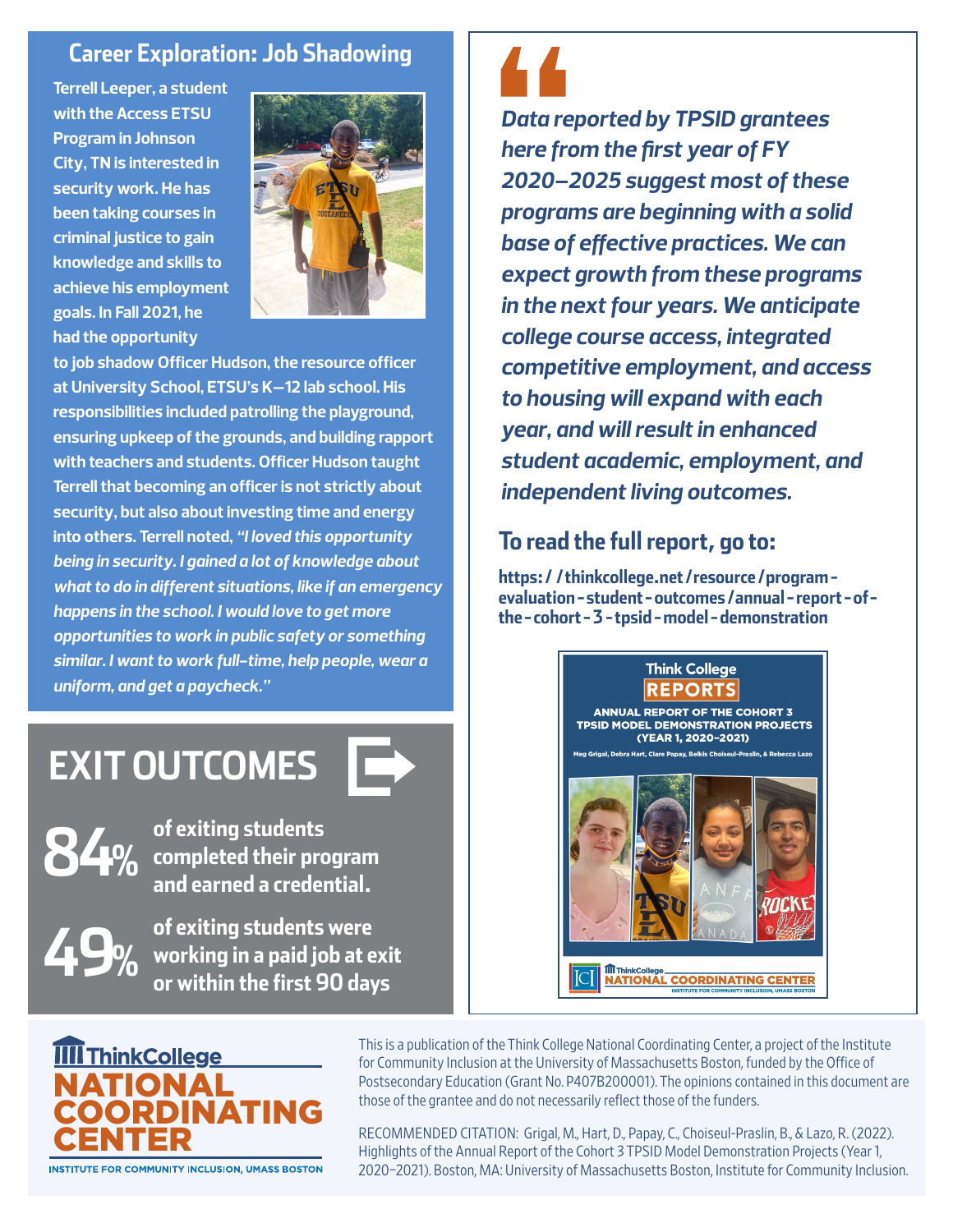## Career Exploration: Job Shadowing

**Terrell Leeper, a student with the Access ETSU Program in Johnson City, TN is interested in security work. He has been taking courses in criminal justice to gain knowledge and skills to achieve his employment goals. In Fall 2021, he had the opportunity to job shadow Officer Hudson, the resource officer at University School, ETSU's K–12 lab school. His responsibilities included patrolling the playground, ensuring upkeep of the grounds, and building rapport with teachers and students. Officer Hudson taught Terrell that becoming an officer is not strictly about security, but also about investing time and energy into others. Terrell noted, *"I loved this opportunity being in security. I gained a lot of knowledge about what to do in different situations, like if an emergency happens in the school. I would love to get more opportunities to work in public safety or something similar. I want to work full-time, help people, wear a uniform, and get a paycheck."***

# EXIT OUTCOMES

**84%** of exiting students completed their program and earned a credential.

**49%** of exiting students were working in a paid job at exit or within the first 90 days

> ***Data reported by TPSID grantees here from the first year of FY 2020–2025 suggest most of these programs are beginning with a solid base of effective practices. We can expect growth from these programs in the next four years. We anticipate college course access, integrated competitive employment, and access to housing will expand with each year, and will result in enhanced student academic, employment, and independent living outcomes.***

## To read the full report, go to:

**https://thinkcollege.net/resource/program-evaluation-student-outcomes/annual-report-of-the-cohort-3-tpsid-model-demonstration**

Think College REPORTS

ANNUAL REPORT OF THE COHORT 3 TPSID MODEL DEMONSTRATION PROJECTS (YEAR 1, 2020–2021)

Meg Grigal, Debra Hart, Clare Papay, Belkis Choiseul-Praslin, & Rebecca Lazo

ThinkCollege NATIONAL COORDINATING CENTER
INSTITUTE FOR COMMUNITY INCLUSION, UMASS BOSTON

This is a publication of the Think College National Coordinating Center, a project of the Institute for Community Inclusion at the University of Massachusetts Boston, funded by the Office of Postsecondary Education (Grant No. P407B200001). The opinions contained in this document are those of the grantee and do not necessarily reflect those of the funders.

RECOMMENDED CITATION: Grigal, M., Hart, D., Papay, C., Choiseul-Praslin, B., & Lazo, R. (2022). Highlights of the Annual Report of the Cohort 3 TPSID Model Demonstration Projects (Year 1, 2020–2021). Boston, MA: University of Massachusetts Boston, Institute for Community Inclusion.